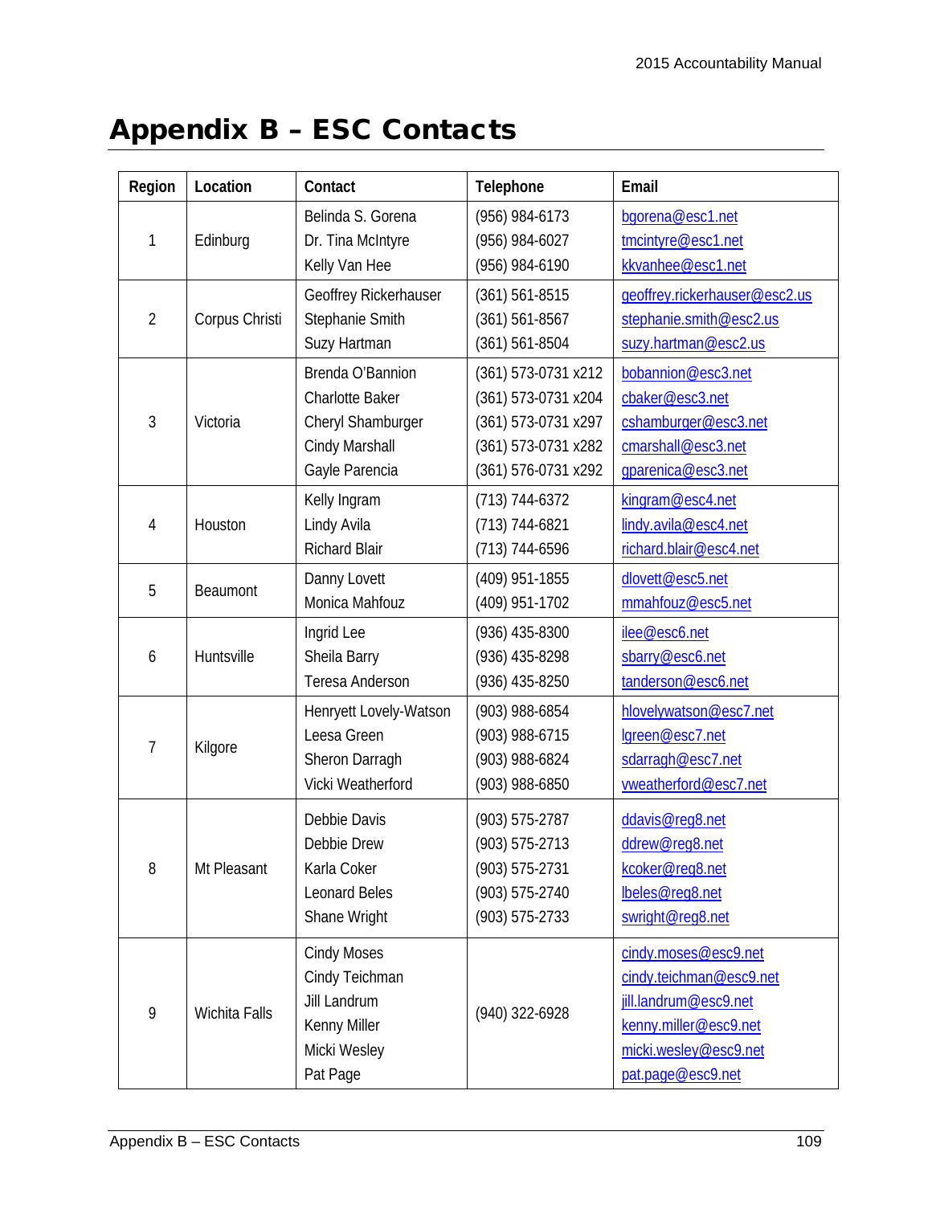# Appendix B – ESC Contacts

| Region | Location | Contact | Telephone | Email |
|---|---|---|---|---|
| 1 | Edinburg | Belinda S. Gorena<br>Dr. Tina McIntyre<br>Kelly Van Hee | (956) 984-6173<br>(956) 984-6027<br>(956) 984-6190 | bgorena@esc1.net<br>tmcintyre@esc1.net<br>kkvanhee@esc1.net |
| 2 | Corpus Christi | Geoffrey Rickerhauser<br>Stephanie Smith<br>Suzy Hartman | (361) 561-8515<br>(361) 561-8567<br>(361) 561-8504 | geoffrey.rickerhauser@esc2.us<br>stephanie.smith@esc2.us<br>suzy.hartman@esc2.us |
| 3 | Victoria | Brenda O'Bannion<br>Charlotte Baker<br>Cheryl Shamburger<br>Cindy Marshall<br>Gayle Parencia | (361) 573-0731 x212<br>(361) 573-0731 x204<br>(361) 573-0731 x297<br>(361) 573-0731 x282<br>(361) 576-0731 x292 | bobannion@esc3.net<br>cbaker@esc3.net<br>cshamburger@esc3.net<br>cmarshall@esc3.net<br>gparencia@esc3.net |
| 4 | Houston | Kelly Ingram<br>Lindy Avila<br>Richard Blair | (713) 744-6372<br>(713) 744-6821<br>(713) 744-6596 | kingram@esc4.net<br>lindy.avila@esc4.net<br>richard.blair@esc4.net |
| 5 | Beaumont | Danny Lovett<br>Monica Mahfouz | (409) 951-1855<br>(409) 951-1702 | dlovett@esc5.net<br>mmahfouz@esc5.net |
| 6 | Huntsville | Ingrid Lee<br>Sheila Barry<br>Teresa Anderson | (936) 435-8300<br>(936) 435-8298<br>(936) 435-8250 | ilee@esc6.net<br>sbarry@esc6.net<br>tanderson@esc6.net |
| 7 | Kilgore | Henryett Lovely-Watson<br>Leesa Green<br>Sheron Darragh<br>Vicki Weatherford | (903) 988-6854<br>(903) 988-6715<br>(903) 988-6824<br>(903) 988-6850 | hlovelywatson@esc7.net<br>lgreen@esc7.net<br>sdarragh@esc7.net<br>vweatherford@esc7.net |
| 8 | Mt Pleasant | Debbie Davis<br>Debbie Drew<br>Karla Coker<br>Leonard Beles<br>Shane Wright | (903) 575-2787<br>(903) 575-2713<br>(903) 575-2731<br>(903) 575-2740<br>(903) 575-2733 | ddavis@reg8.net<br>ddrew@reg8.net<br>kcoker@reg8.net<br>lbeles@reg8.net<br>swright@reg8.net |
| 9 | Wichita Falls | Cindy Moses<br>Cindy Teichman<br>Jill Landrum<br>Kenny Miller<br>Micki Wesley<br>Pat Page | (940) 322-6928 | cindy.moses@esc9.net<br>cindy.teichman@esc9.net<br>jill.landrum@esc9.net<br>kenny.miller@esc9.net<br>micki.wesley@esc9.net<br>pat.page@esc9.net |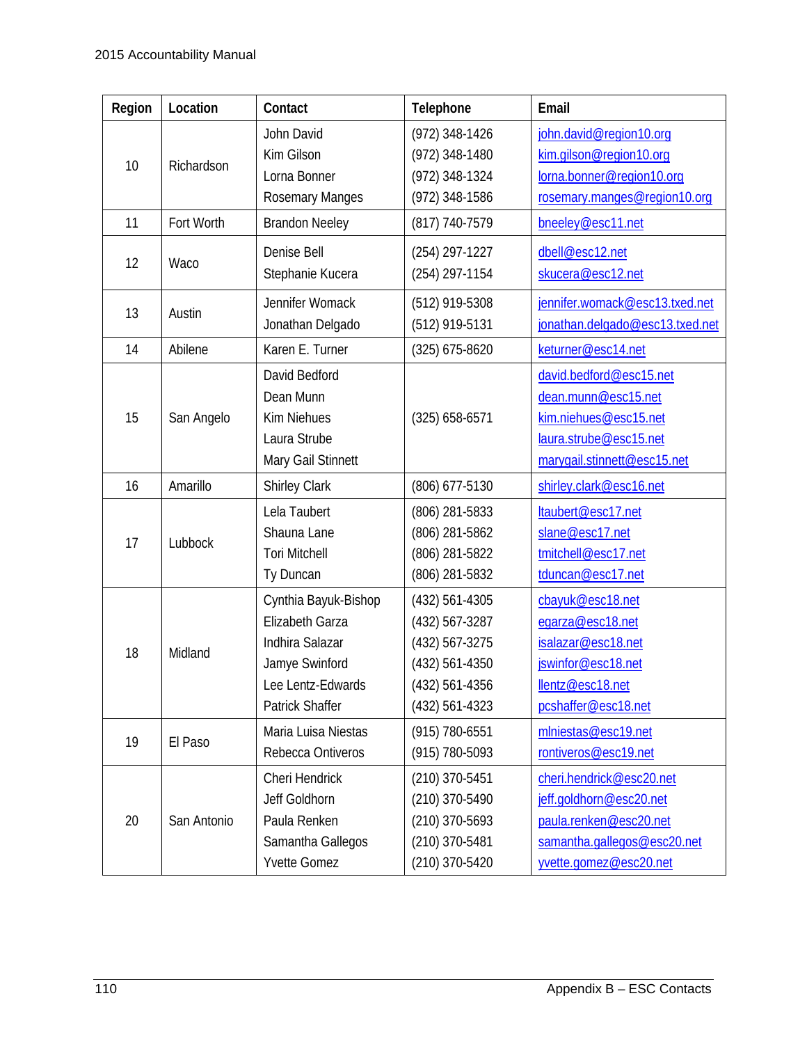| Region | Location | Contact | Telephone | Email |
|---|---|---|---|---|
| 10 | Richardson | John David<br>Kim Gilson<br>Lorna Bonner<br>Rosemary Manges | (972) 348-1426<br>(972) 348-1480<br>(972) 348-1324<br>(972) 348-1586 | john.david@region10.org<br>kim.gilson@region10.org<br>lorna.bonner@region10.org<br>rosemary.manges@region10.org |
| 11 | Fort Worth | Brandon Neeley | (817) 740-7579 | bneeley@esc11.net |
| 12 | Waco | Denise Bell<br>Stephanie Kucera | (254) 297-1227<br>(254) 297-1154 | dbell@esc12.net<br>skucera@esc12.net |
| 13 | Austin | Jennifer Womack<br>Jonathan Delgado | (512) 919-5308<br>(512) 919-5131 | jennifer.womack@esc13.txed.net<br>jonathan.delgado@esc13.txed.net |
| 14 | Abilene | Karen E. Turner | (325) 675-8620 | keturner@esc14.net |
| 15 | San Angelo | David Bedford<br>Dean Munn<br>Kim Niehues<br>Laura Strube<br>Mary Gail Stinnett | (325) 658-6571 | david.bedford@esc15.net<br>dean.munn@esc15.net<br>kim.niehues@esc15.net<br>laura.strube@esc15.net<br>marygail.stinnett@esc15.net |
| 16 | Amarillo | Shirley Clark | (806) 677-5130 | shirley.clark@esc16.net |
| 17 | Lubbock | Lela Taubert<br>Shauna Lane<br>Tori Mitchell<br>Ty Duncan | (806) 281-5833<br>(806) 281-5862<br>(806) 281-5822<br>(806) 281-5832 | ltaubert@esc17.net<br>slane@esc17.net<br>tmitchell@esc17.net<br>tduncan@esc17.net |
| 18 | Midland | Cynthia Bayuk-Bishop<br>Elizabeth Garza<br>Indhira Salazar<br>Jamye Swinford<br>Lee Lentz-Edwards<br>Patrick Shaffer | (432) 561-4305<br>(432) 567-3287<br>(432) 567-3275<br>(432) 561-4350<br>(432) 561-4356<br>(432) 561-4323 | cbayuk@esc18.net<br>egarza@esc18.net<br>isalazar@esc18.net<br>jswinfor@esc18.net<br>llentz@esc18.net<br>pcshaffer@esc18.net |
| 19 | El Paso | Maria Luisa Niestas<br>Rebecca Ontiveros | (915) 780-6551<br>(915) 780-5093 | mlniestas@esc19.net<br>rontiveros@esc19.net |
| 20 | San Antonio | Cheri Hendrick<br>Jeff Goldhorn<br>Paula Renken<br>Samantha Gallegos<br>Yvette Gomez | (210) 370-5451<br>(210) 370-5490<br>(210) 370-5693<br>(210) 370-5481<br>(210) 370-5420 | cheri.hendrick@esc20.net<br>jeff.goldhorn@esc20.net<br>paula.renken@esc20.net<br>samantha.gallegos@esc20.net<br>yvette.gomez@esc20.net |